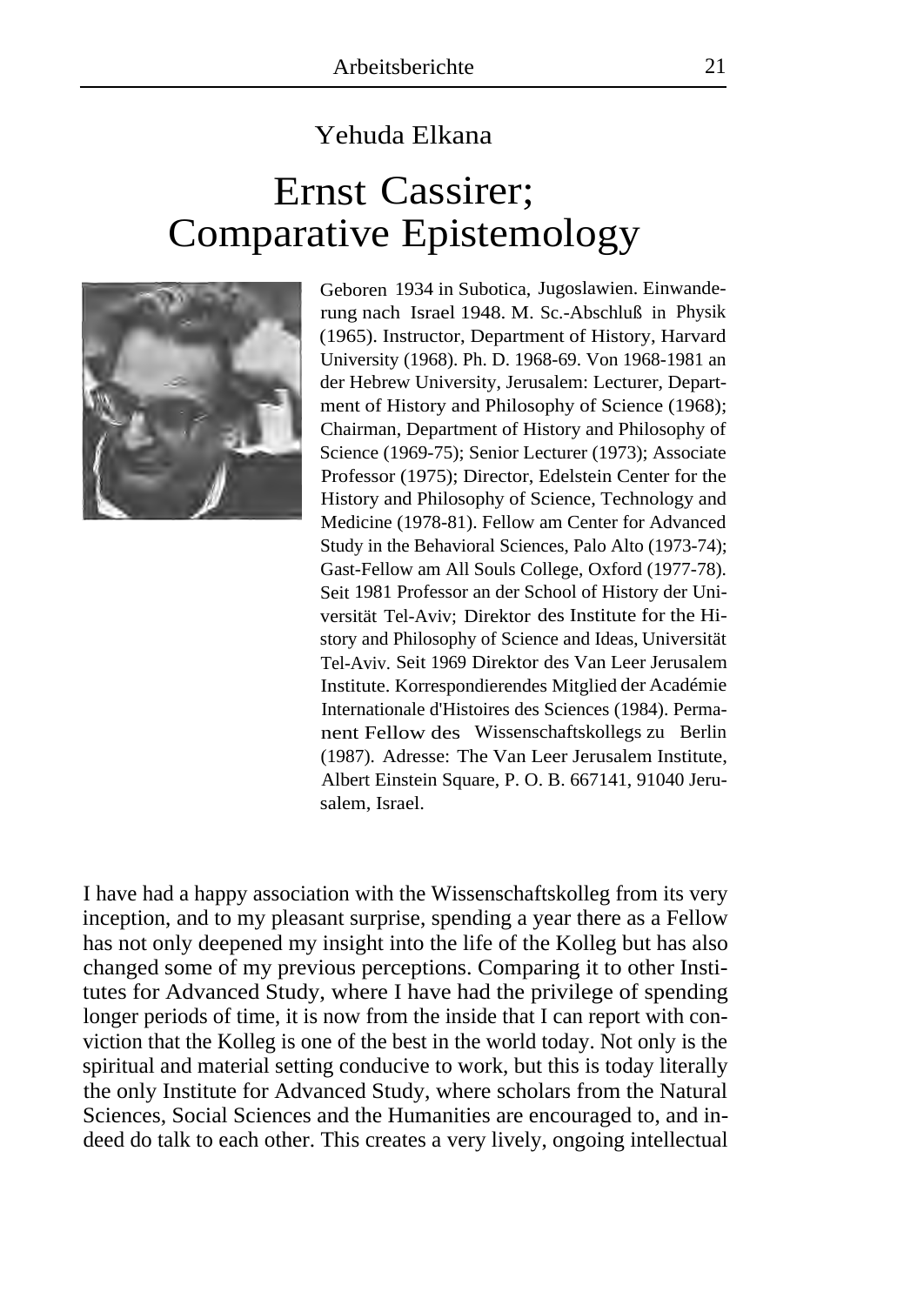Yehuda Elkana

# Ernst Cassirer; Comparative Epistemology

Geboren 1934 in Subotica, Jugoslawien. Einwanderung nach Israel 1948. M. Sc.-Abschluß in Physik (1965). Instructor, Department of History, Harvard University (1968). Ph. D. 1968-69. Von 1968-1981 an der Hebrew University, Jerusalem: Lecturer, Department of History and Philosophy of Science (1968); Chairman, Department of History and Philosophy of Science (1969-75); Senior Lecturer (1973); Associate Professor (1975); Director, Edelstein Center for the History and Philosophy of Science, Technology and Medicine (1978-81). Fellow am Center for Advanced Study in the Behavioral Sciences, Palo Alto (1973-74); Gast-Fellow am All Souls College, Oxford (1977-78). Seit 1981 Professor an der School of History der Universität Tel-Aviv; Direktor des Institute for the History and Philosophy of Science and Ideas, Universität Tel-Aviv. Seit 1969 Direktor des Van Leer Jerusalem Institute. Korrespondierendes Mitglied der Académie Internationale d'Histoires des Sciences (1984). Permanent Fellow des Wissenschaftskollegs zu Berlin (1987). Adresse: The Van Leer Jerusalem Institute, Albert Einstein Square, P. O. B. 667141, 91040 Jerusalem, Israel.

I have had a happy association with the Wissenschaftskolleg from its very inception, and to my pleasant surprise, spending a year there as a Fellow has not only deepened my insight into the life of the Kolleg but has also changed some of my previous perceptions. Comparing it to other Institutes for Advanced Study, where I have had the privilege of spending longer periods of time, it is now from the inside that I can report with conviction that the Kolleg is one of the best in the world today. Not only is the spiritual and material setting conducive to work, but this is today literally the only Institute for Advanced Study, where scholars from the Natural Sciences, Social Sciences and the Humanities are encouraged to, and indeed do talk to each other. This creates a very lively, ongoing intellectual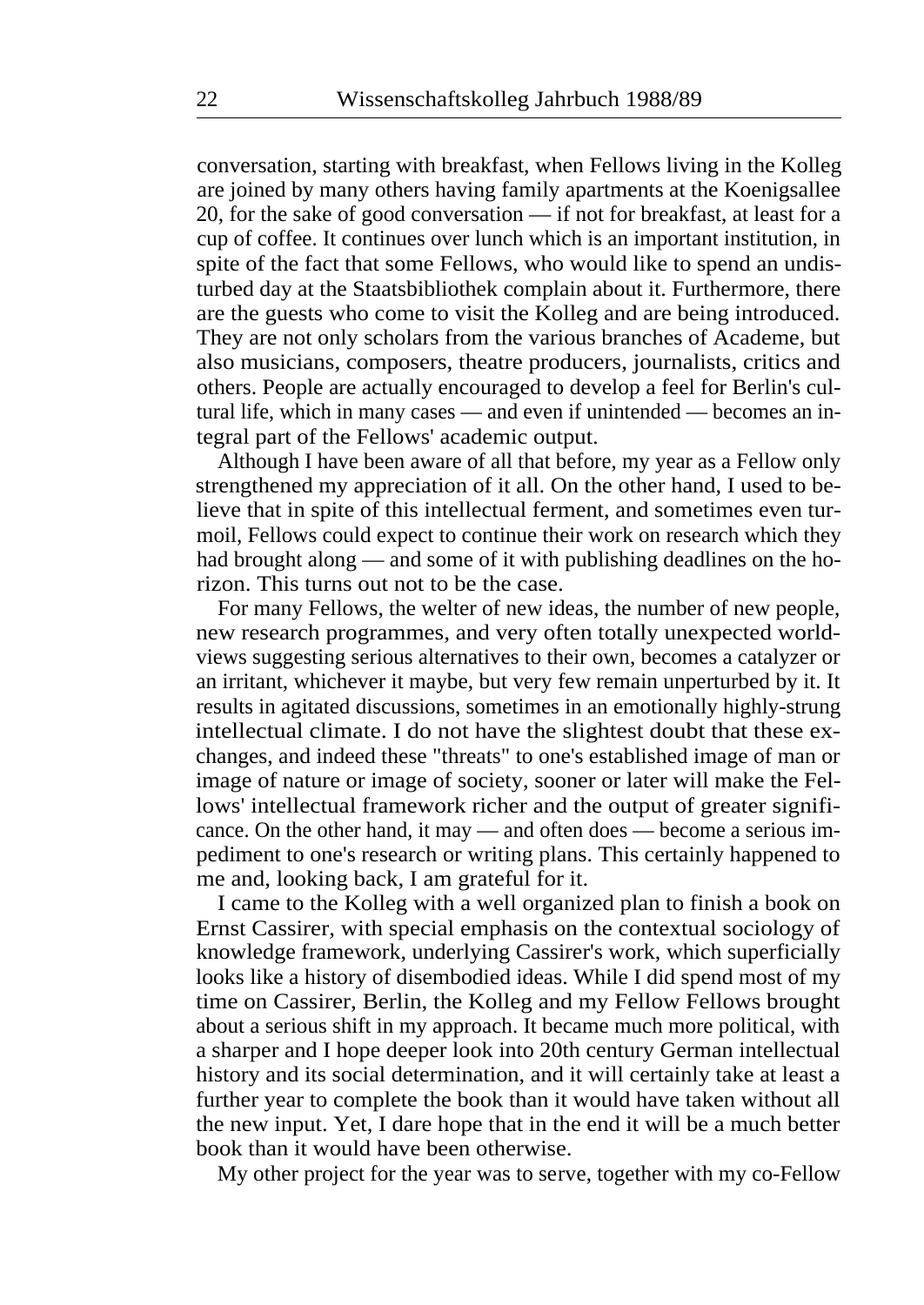conversation, starting with breakfast, when Fellows living in the Kolleg are joined by many others having family apartments at the Koenigsallee 20, for the sake of good conversation — if not for breakfast, at least for a cup of coffee. It continues over lunch which is an important institution, in spite of the fact that some Fellows, who would like to spend an undisturbed day at the Staatsbibliothek complain about it. Furthermore, there are the guests who come to visit the Kolleg and are being introduced. They are not only scholars from the various branches of Academe, but also musicians, composers, theatre producers, journalists, critics and others. People are actually encouraged to develop a feel for Berlin's cultural life, which in many cases — and even if unintended — becomes an integral part of the Fellows' academic output.

Although I have been aware of all that before, my year as a Fellow only strengthened my appreciation of it all. On the other hand, I used to believe that in spite of this intellectual ferment, and sometimes even turmoil, Fellows could expect to continue their work on research which they had brought along — and some of it with publishing deadlines on the horizon. This turns out not to be the case.

For many Fellows, the welter of new ideas, the number of new people, new research programmes, and very often totally unexpected worldviews suggesting serious alternatives to their own, becomes a catalyzer or an irritant, whichever it maybe, but very few remain unperturbed by it. It results in agitated discussions, sometimes in an emotionally highly-strung intellectual climate. I do not have the slightest doubt that these exchanges, and indeed these "threats" to one's established image of man or image of nature or image of society, sooner or later will make the Fellows' intellectual framework richer and the output of greater significance. On the other hand, it may — and often does — become a serious impediment to one's research or writing plans. This certainly happened to me and, looking back, I am grateful for it.

I came to the Kolleg with a well organized plan to finish a book on Ernst Cassirer, with special emphasis on the contextual sociology of knowledge framework, underlying Cassirer's work, which superficially looks like a history of disembodied ideas. While I did spend most of my time on Cassirer, Berlin, the Kolleg and my Fellow Fellows brought about a serious shift in my approach. It became much more political, with a sharper and I hope deeper look into 20th century German intellectual history and its social determination, and it will certainly take at least a further year to complete the book than it would have taken without all the new input. Yet, I dare hope that in the end it will be a much better book than it would have been otherwise.

My other project for the year was to serve, together with my co-Fellow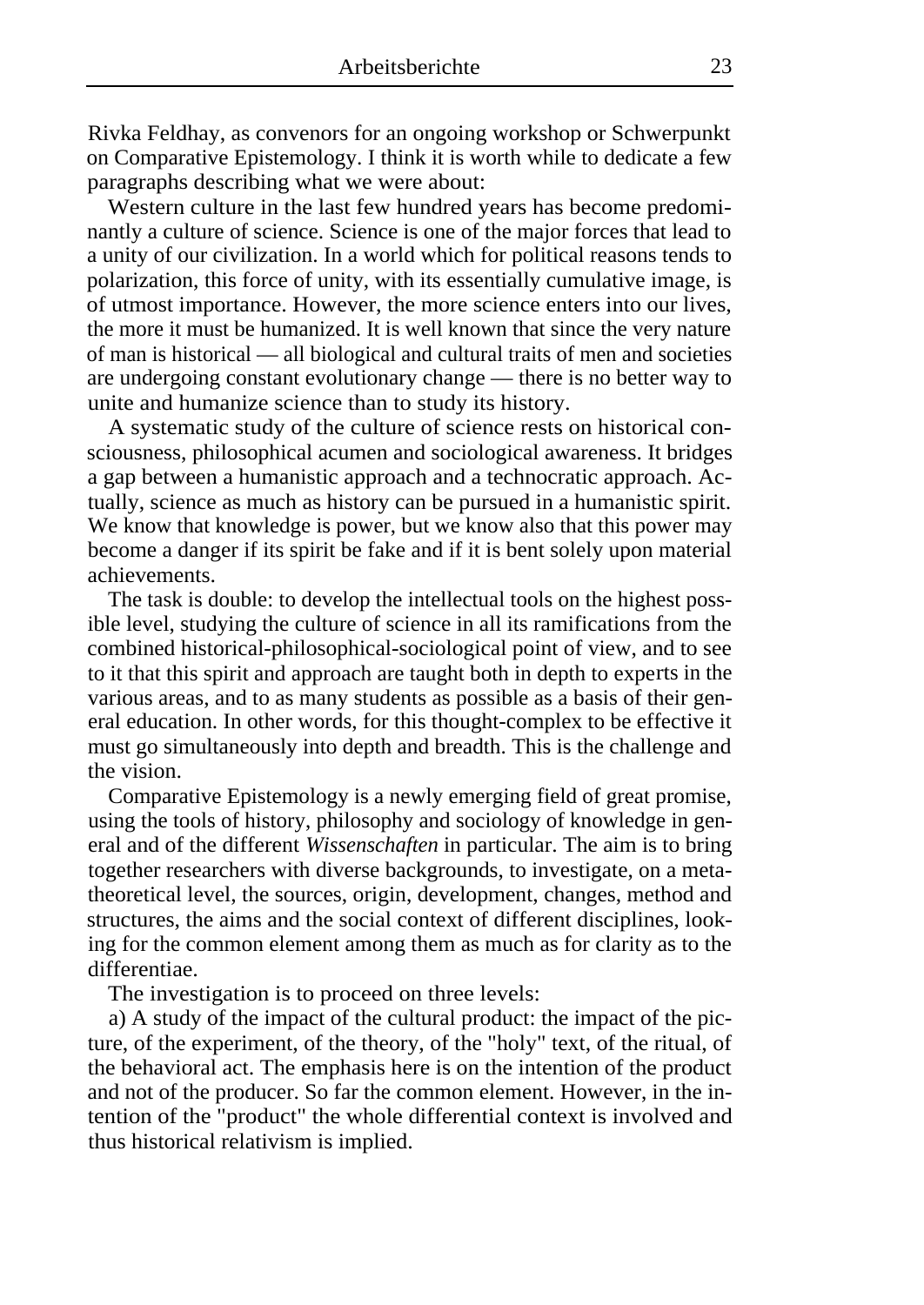Rivka Feldhay, as convenors for an ongoing workshop or Schwerpunkt on Comparative Epistemology. I think it is worth while to dedicate a few paragraphs describing what we were about:

Western culture in the last few hundred years has become predominantly a culture of science. Science is one of the major forces that lead to a unity of our civilization. In a world which for political reasons tends to polarization, this force of unity, with its essentially cumulative image, is of utmost importance. However, the more science enters into our lives, the more it must be humanized. It is well known that since the very nature of man is historical — all biological and cultural traits of men and societies are undergoing constant evolutionary change — there is no better way to unite and humanize science than to study its history.

A systematic study of the culture of science rests on historical consciousness, philosophical acumen and sociological awareness. It bridges a gap between a humanistic approach and a technocratic approach. Actually, science as much as history can be pursued in a humanistic spirit. We know that knowledge is power, but we know also that this power may become a danger if its spirit be fake and if it is bent solely upon material achievements.

The task is double: to develop the intellectual tools on the highest possible level, studying the culture of science in all its ramifications from the combined historical-philosophical-sociological point of view, and to see to it that this spirit and approach are taught both in depth to experts in the various areas, and to as many students as possible as a basis of their general education. In other words, for this thought-complex to be effective it must go simultaneously into depth and breadth. This is the challenge and the vision.

Comparative Epistemology is a newly emerging field of great promise, using the tools of history, philosophy and sociology of knowledge in general and of the different *Wissenschaften* in particular. The aim is to bring together researchers with diverse backgrounds, to investigate, on a metatheoretical level, the sources, origin, development, changes, method and structures, the aims and the social context of different disciplines, looking for the common element among them as much as for clarity as to the differentiae.

The investigation is to proceed on three levels:

a) A study of the impact of the cultural product: the impact of the picture, of the experiment, of the theory, of the "holy" text, of the ritual, of the behavioral act. The emphasis here is on the intention of the product and not of the producer. So far the common element. However, in the intention of the "product" the whole differential context is involved and thus historical relativism is implied.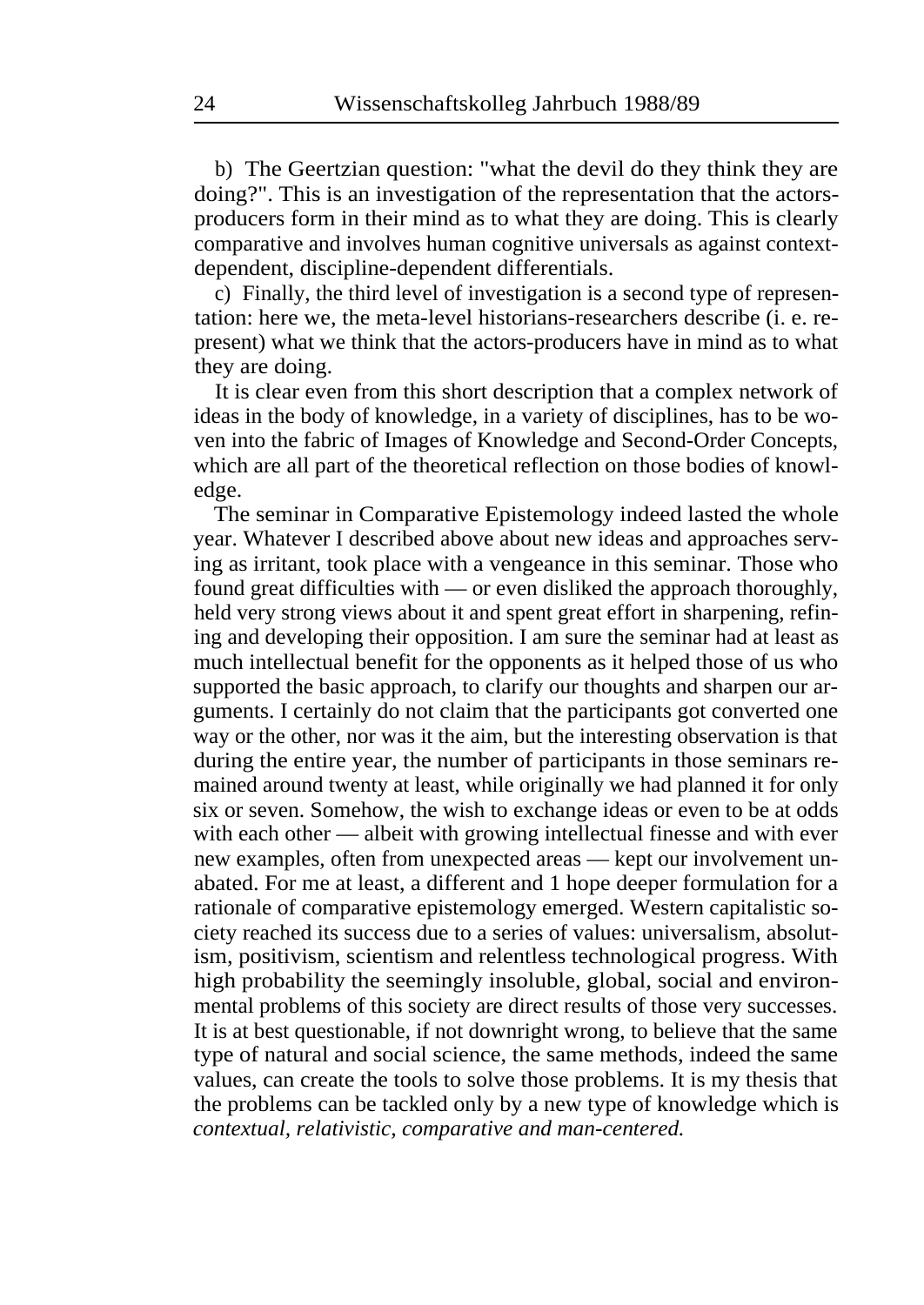b) The Geertzian question: "what the devil do they think they are doing?". This is an investigation of the representation that the actors-producers form in their mind as to what they are doing. This is clearly comparative and involves human cognitive universals as against context-dependent, discipline-dependent differentials.

c) Finally, the third level of investigation is a second type of representation: here we, the meta-level historians-researchers describe (i. e. represent) what we think that the actors-producers have in mind as to what they are doing.

It is clear even from this short description that a complex network of ideas in the body of knowledge, in a variety of disciplines, has to be woven into the fabric of Images of Knowledge and Second-Order Concepts, which are all part of the theoretical reflection on those bodies of knowledge.

The seminar in Comparative Epistemology indeed lasted the whole year. Whatever I described above about new ideas and approaches serving as irritant, took place with a vengeance in this seminar. Those who found great difficulties with — or even disliked the approach thoroughly, held very strong views about it and spent great effort in sharpening, refining and developing their opposition. I am sure the seminar had at least as much intellectual benefit for the opponents as it helped those of us who supported the basic approach, to clarify our thoughts and sharpen our arguments. I certainly do not claim that the participants got converted one way or the other, nor was it the aim, but the interesting observation is that during the entire year, the number of participants in those seminars remained around twenty at least, while originally we had planned it for only six or seven. Somehow, the wish to exchange ideas or even to be at odds with each other — albeit with growing intellectual finesse and with ever new examples, often from unexpected areas — kept our involvement unabated. For me at least, a different and 1 hope deeper formulation for a rationale of comparative epistemology emerged. Western capitalistic society reached its success due to a series of values: universalism, absolutism, positivism, scientism and relentless technological progress. With high probability the seemingly insoluble, global, social and environmental problems of this society are direct results of those very successes. It is at best questionable, if not downright wrong, to believe that the same type of natural and social science, the same methods, indeed the same values, can create the tools to solve those problems. It is my thesis that the problems can be tackled only by a new type of knowledge which is *contextual, relativistic, comparative and man-centered.*